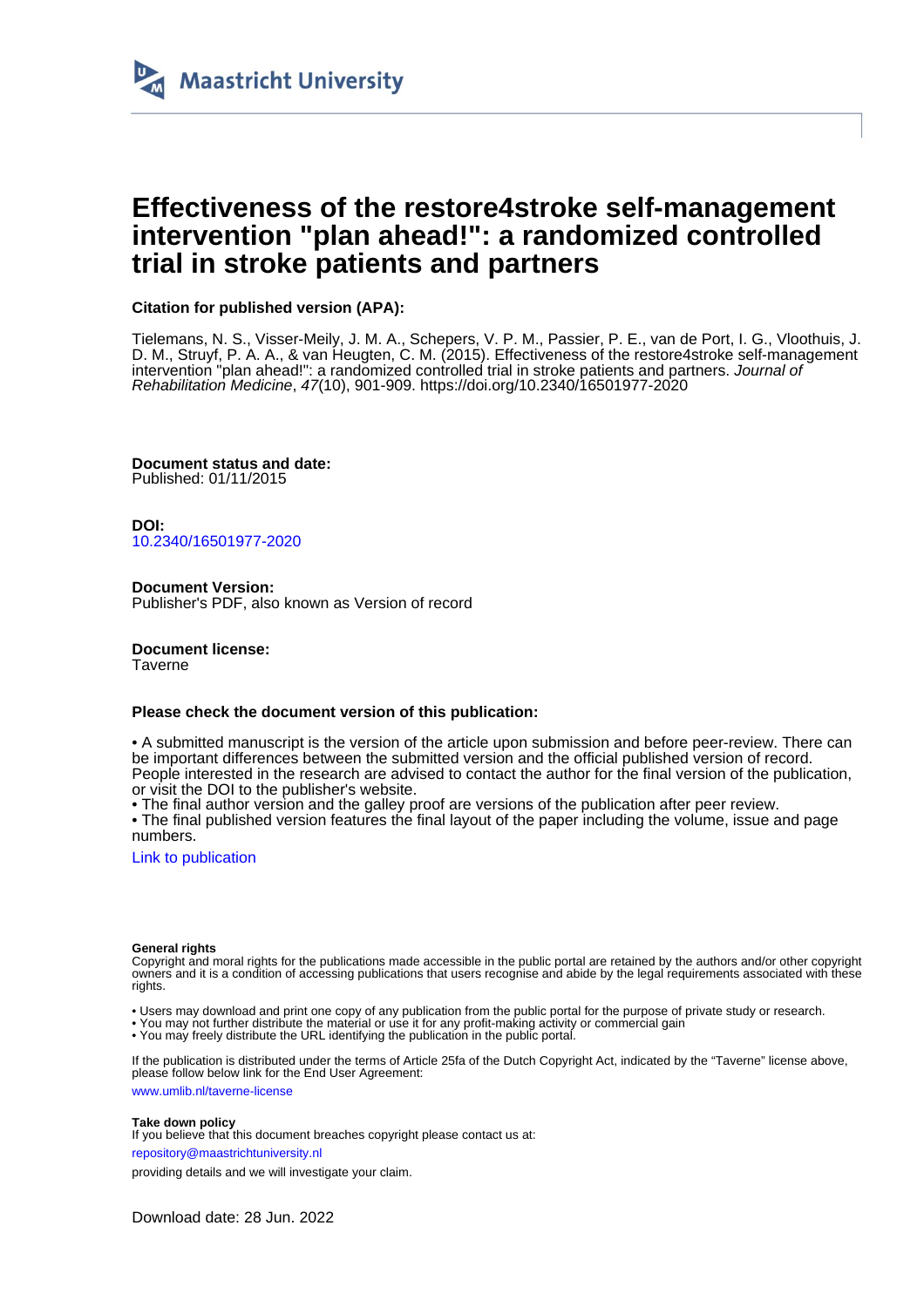Maastricht University

# Effectiveness of the restore4stroke self-management intervention "plan ahead!": a randomized controlled trial in stroke patients and partners

**Citation for published version (APA):**

Tielemans, N. S., Visser-Meily, J. M. A., Schepers, V. P. M., Passier, P. E., van de Port, I. G., Vloothuis, J. D. M., Struyf, P. A. A., & van Heugten, C. M. (2015). Effectiveness of the restore4stroke self-management intervention "plan ahead!": a randomized controlled trial in stroke patients and partners. *Journal of Rehabilitation Medicine*, *47*(10), 901-909. https://doi.org/10.2340/16501977-2020

**Document status and date:**
Published: 01/11/2015

**DOI:**
10.2340/16501977-2020

**Document Version:**
Publisher's PDF, also known as Version of record

**Document license:**
Taverne

**Please check the document version of this publication:**

• A submitted manuscript is the version of the article upon submission and before peer-review. There can be important differences between the submitted version and the official published version of record. People interested in the research are advised to contact the author for the final version of the publication, or visit the DOI to the publisher's website.
• The final author version and the galley proof are versions of the publication after peer review.
• The final published version features the final layout of the paper including the volume, issue and page numbers.

Link to publication

**General rights**
Copyright and moral rights for the publications made accessible in the public portal are retained by the authors and/or other copyright owners and it is a condition of accessing publications that users recognise and abide by the legal requirements associated with these rights.

• Users may download and print one copy of any publication from the public portal for the purpose of private study or research.
• You may not further distribute the material or use it for any profit-making activity or commercial gain
• You may freely distribute the URL identifying the publication in the public portal.

If the publication is distributed under the terms of Article 25fa of the Dutch Copyright Act, indicated by the "Taverne" license above, please follow below link for the End User Agreement:

www.umlib.nl/taverne-license

**Take down policy**
If you believe that this document breaches copyright please contact us at:

repository@maastrichtuniversity.nl

providing details and we will investigate your claim.

Download date: 28 Jun. 2022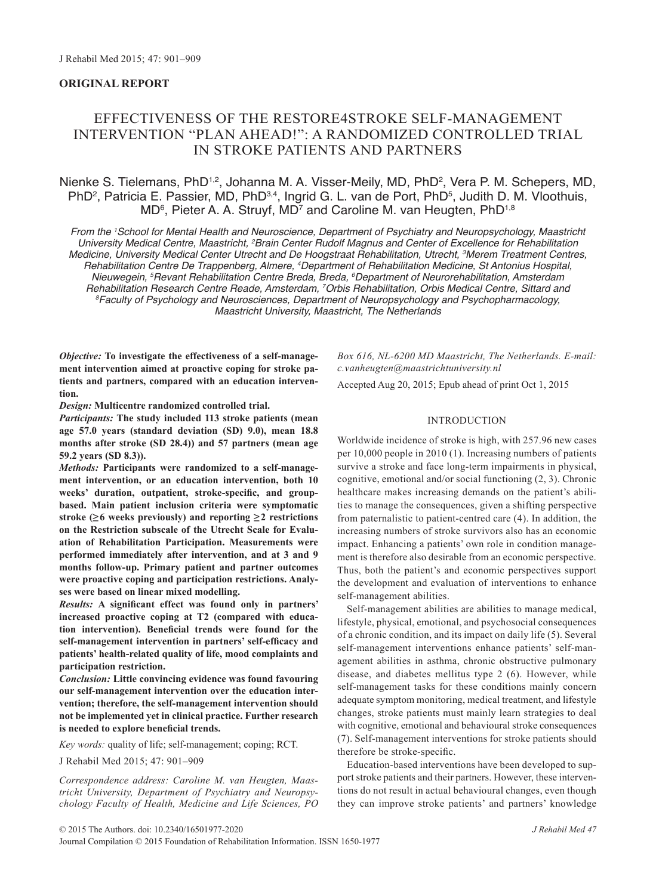**ORIGINAL REPORT**

# EFFECTIVENESS OF THE RESTORE4STROKE SELF-MANAGEMENT INTERVENTION "PLAN AHEAD!": A RANDOMIZED CONTROLLED TRIAL IN STROKE PATIENTS AND PARTNERS

Nienke S. Tielemans, PhD[1,2], Johanna M. A. Visser-Meily, MD, PhD[2], Vera P. M. Schepers, MD, PhD[2], Patricia E. Passier, MD, PhD[3,4], Ingrid G. L. van de Port, PhD[5], Judith D. M. Vloothuis, MD[6], Pieter A. A. Struyf, MD[7] and Caroline M. van Heugten, PhD[1,8]

*From the [1]School for Mental Health and Neuroscience, Department of Psychiatry and Neuropsychology, Maastricht University Medical Centre, Maastricht, [2]Brain Center Rudolf Magnus and Center of Excellence for Rehabilitation Medicine, University Medical Center Utrecht and De Hoogstraat Rehabilitation, Utrecht, [3]Merem Treatment Centres, Rehabilitation Centre De Trappenberg, Almere, [4]Department of Rehabilitation Medicine, St Antonius Hospital, Nieuwegein, [5]Revant Rehabilitation Centre Breda, Breda, [6]Department of Neurorehabilitation, Amsterdam Rehabilitation Research Centre Reade, Amsterdam, [7]Orbis Rehabilitation, Orbis Medical Centre, Sittard and [8]Faculty of Psychology and Neurosciences, Department of Neuropsychology and Psychopharmacology, Maastricht University, Maastricht, The Netherlands*

***Objective:*** **To investigate the effectiveness of a self-management intervention aimed at proactive coping for stroke patients and partners, compared with an education intervention.**

***Design:*** **Multicentre randomized controlled trial.**

***Participants:*** **The study included 113 stroke patients (mean age 57.0 years (standard deviation (SD) 9.0), mean 18.8 months after stroke (SD 28.4)) and 57 partners (mean age 59.2 years (SD 8.3)).**

***Methods:*** **Participants were randomized to a self-management intervention, or an education intervention, both 10 weeks' duration, outpatient, stroke-specific, and group-based. Main patient inclusion criteria were symptomatic stroke (≥6 weeks previously) and reporting ≥2 restrictions on the Restriction subscale of the Utrecht Scale for Evaluation of Rehabilitation Participation. Measurements were performed immediately after intervention, and at 3 and 9 months follow-up. Primary patient and partner outcomes were proactive coping and participation restrictions. Analyses were based on linear mixed modelling.**

***Results:*** **A significant effect was found only in partners' increased proactive coping at T2 (compared with education intervention). Beneficial trends were found for the self-management intervention in partners' self-efficacy and patients' health-related quality of life, mood complaints and participation restriction.**

***Conclusion:*** **Little convincing evidence was found favouring our self-management intervention over the education intervention; therefore, the self-management intervention should not be implemented yet in clinical practice. Further research is needed to explore beneficial trends.**

*Key words:* quality of life; self-management; coping; RCT.

J Rehabil Med 2015; 47: 901–909

*Correspondence address: Caroline M. van Heugten, Maastricht University, Department of Psychiatry and Neuropsychology Faculty of Health, Medicine and Life Sciences, PO Box 616, NL-6200 MD Maastricht, The Netherlands. E-mail: c.vanheugten@maastrichtuniversity.nl*

Accepted Aug 20, 2015; Epub ahead of print Oct 1, 2015

## INTRODUCTION

Worldwide incidence of stroke is high, with 257.96 new cases per 10,000 people in 2010 (1). Increasing numbers of patients survive a stroke and face long-term impairments in physical, cognitive, emotional and/or social functioning (2, 3). Chronic healthcare makes increasing demands on the patient's abilities to manage the consequences, given a shifting perspective from paternalistic to patient-centred care (4). In addition, the increasing numbers of stroke survivors also has an economic impact. Enhancing a patients' own role in condition management is therefore also desirable from an economic perspective. Thus, both the patient's and economic perspectives support the development and evaluation of interventions to enhance self-management abilities.

Self-management abilities are abilities to manage medical, lifestyle, physical, emotional, and psychosocial consequences of a chronic condition, and its impact on daily life (5). Several self-management interventions enhance patients' self-management abilities in asthma, chronic obstructive pulmonary disease, and diabetes mellitus type 2 (6). However, while self-management tasks for these conditions mainly concern adequate symptom monitoring, medical treatment, and lifestyle changes, stroke patients must mainly learn strategies to deal with cognitive, emotional and behavioural stroke consequences (7). Self-management interventions for stroke patients should therefore be stroke-specific.

Education-based interventions have been developed to support stroke patients and their partners. However, these interventions do not result in actual behavioural changes, even though they can improve stroke patients' and partners' knowledge

© 2015 The Authors. doi: 10.2340/16501977-2020
Journal Compilation © 2015 Foundation of Rehabilitation Information. ISSN 1650-1977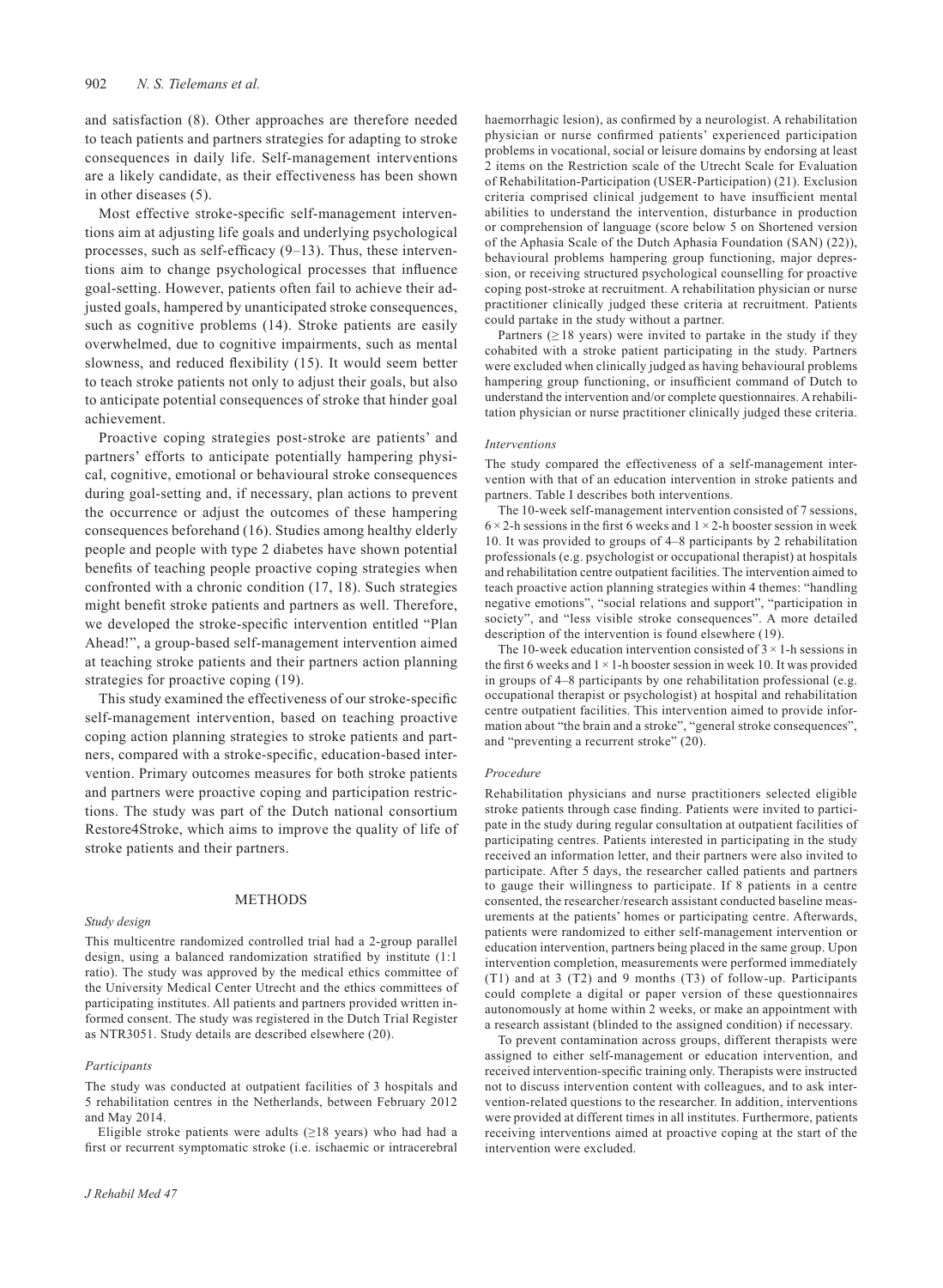and satisfaction (8). Other approaches are therefore needed to teach patients and partners strategies for adapting to stroke consequences in daily life. Self-management interventions are a likely candidate, as their effectiveness has been shown in other diseases (5).

Most effective stroke-specific self-management interventions aim at adjusting life goals and underlying psychological processes, such as self-efficacy (9–13). Thus, these interventions aim to change psychological processes that influence goal-setting. However, patients often fail to achieve their adjusted goals, hampered by unanticipated stroke consequences, such as cognitive problems (14). Stroke patients are easily overwhelmed, due to cognitive impairments, such as mental slowness, and reduced flexibility (15). It would seem better to teach stroke patients not only to adjust their goals, but also to anticipate potential consequences of stroke that hinder goal achievement.

Proactive coping strategies post-stroke are patients' and partners' efforts to anticipate potentially hampering physical, cognitive, emotional or behavioural stroke consequences during goal-setting and, if necessary, plan actions to prevent the occurrence or adjust the outcomes of these hampering consequences beforehand (16). Studies among healthy elderly people and people with type 2 diabetes have shown potential benefits of teaching people proactive coping strategies when confronted with a chronic condition (17, 18). Such strategies might benefit stroke patients and partners as well. Therefore, we developed the stroke-specific intervention entitled "Plan Ahead!", a group-based self-management intervention aimed at teaching stroke patients and their partners action planning strategies for proactive coping (19).

This study examined the effectiveness of our stroke-specific self-management intervention, based on teaching proactive coping action planning strategies to stroke patients and partners, compared with a stroke-specific, education-based intervention. Primary outcomes measures for both stroke patients and partners were proactive coping and participation restrictions. The study was part of the Dutch national consortium Restore4Stroke, which aims to improve the quality of life of stroke patients and their partners.

## METHODS

### *Study design*

This multicentre randomized controlled trial had a 2-group parallel design, using a balanced randomization stratified by institute (1:1 ratio). The study was approved by the medical ethics committee of the University Medical Center Utrecht and the ethics committees of participating institutes. All patients and partners provided written informed consent. The study was registered in the Dutch Trial Register as NTR3051. Study details are described elsewhere (20).

### *Participants*

The study was conducted at outpatient facilities of 3 hospitals and 5 rehabilitation centres in the Netherlands, between February 2012 and May 2014.

Eligible stroke patients were adults (≥18 years) who had had a first or recurrent symptomatic stroke (i.e. ischaemic or intracerebral haemorrhagic lesion), as confirmed by a neurologist. A rehabilitation physician or nurse confirmed patients' experienced participation problems in vocational, social or leisure domains by endorsing at least 2 items on the Restriction scale of the Utrecht Scale for Evaluation of Rehabilitation-Participation (USER-Participation) (21). Exclusion criteria comprised clinical judgement to have insufficient mental abilities to understand the intervention, disturbance in production or comprehension of language (score below 5 on Shortened version of the Aphasia Scale of the Dutch Aphasia Foundation (SAN) (22)), behavioural problems hampering group functioning, major depression, or receiving structured psychological counselling for proactive coping post-stroke at recruitment. A rehabilitation physician or nurse practitioner clinically judged these criteria at recruitment. Patients could partake in the study without a partner.

Partners (≥ 18 years) were invited to partake in the study if they cohabited with a stroke patient participating in the study. Partners were excluded when clinically judged as having behavioural problems hampering group functioning, or insufficient command of Dutch to understand the intervention and/or complete questionnaires. A rehabilitation physician or nurse practitioner clinically judged these criteria.

### *Interventions*

The study compared the effectiveness of a self-management intervention with that of an education intervention in stroke patients and partners. Table I describes both interventions.

The 10-week self-management intervention consisted of 7 sessions, 6 × 2-h sessions in the first 6 weeks and 1 × 2-h booster session in week 10. It was provided to groups of 4–8 participants by 2 rehabilitation professionals (e.g. psychologist or occupational therapist) at hospitals and rehabilitation centre outpatient facilities. The intervention aimed to teach proactive action planning strategies within 4 themes: "handling negative emotions", "social relations and support", "participation in society", and "less visible stroke consequences". A more detailed description of the intervention is found elsewhere (19).

The 10-week education intervention consisted of 3 × 1-h sessions in the first 6 weeks and 1 × 1-h booster session in week 10. It was provided in groups of 4–8 participants by one rehabilitation professional (e.g. occupational therapist or psychologist) at hospital and rehabilitation centre outpatient facilities. This intervention aimed to provide information about "the brain and a stroke", "general stroke consequences", and "preventing a recurrent stroke" (20).

### *Procedure*

Rehabilitation physicians and nurse practitioners selected eligible stroke patients through case finding. Patients were invited to participate in the study during regular consultation at outpatient facilities of participating centres. Patients interested in participating in the study received an information letter, and their partners were also invited to participate. After 5 days, the researcher called patients and partners to gauge their willingness to participate. If 8 patients in a centre consented, the researcher/research assistant conducted baseline measurements at the patients' homes or participating centre. Afterwards, patients were randomized to either self-management intervention or education intervention, partners being placed in the same group. Upon intervention completion, measurements were performed immediately (T1) and at 3 (T2) and 9 months (T3) of follow-up. Participants could complete a digital or paper version of these questionnaires autonomously at home within 2 weeks, or make an appointment with a research assistant (blinded to the assigned condition) if necessary.

To prevent contamination across groups, different therapists were assigned to either self-management or education intervention, and received intervention-specific training only. Therapists were instructed not to discuss intervention content with colleagues, and to ask intervention-related questions to the researcher. In addition, interventions were provided at different times in all institutes. Furthermore, patients receiving interventions aimed at proactive coping at the start of the intervention were excluded.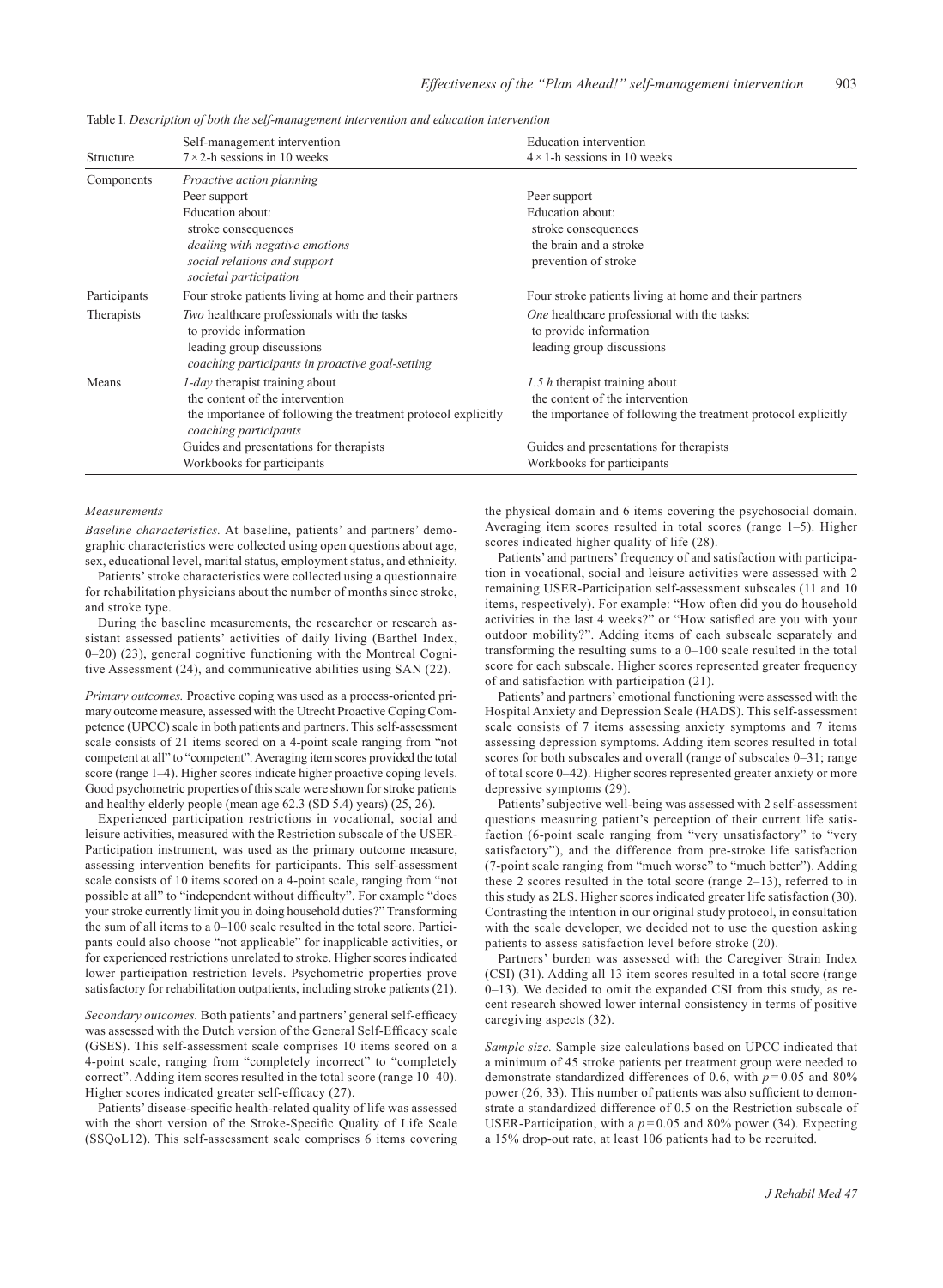Table I. *Description of both the self-management intervention and education intervention*

| Structure | Self-management intervention<br>7×2-h sessions in 10 weeks | Education intervention<br>4×1-h sessions in 10 weeks |
|---|---|---|
| Components | *Proactive action planning*<br>Peer support<br>Education about:<br>stroke consequences<br>*dealing with negative emotions*<br>*social relations and support*<br>*societal participation* | Peer support<br>Education about:<br>stroke consequences<br>the brain and a stroke<br>prevention of stroke |
| Participants | Four stroke patients living at home and their partners | Four stroke patients living at home and their partners |
| Therapists | *Two* healthcare professionals with the tasks<br>to provide information<br>leading group discussions<br>*coaching participants in proactive goal-setting* | *One* healthcare professional with the tasks:<br>to provide information<br>leading group discussions |
| Means | *1-day* therapist training about<br>the content of the intervention<br>the importance of following the treatment protocol explicitly<br>*coaching participants*<br>Guides and presentations for therapists<br>Workbooks for participants | *1.5 h* therapist training about<br>the content of the intervention<br>the importance of following the treatment protocol explicitly<br>Guides and presentations for therapists<br>Workbooks for participants |

### *Measurements*

*Baseline characteristics.* At baseline, patients' and partners' demographic characteristics were collected using open questions about age, sex, educational level, marital status, employment status, and ethnicity.

Patients' stroke characteristics were collected using a questionnaire for rehabilitation physicians about the number of months since stroke, and stroke type.

During the baseline measurements, the researcher or research assistant assessed patients' activities of daily living (Barthel Index, 0–20) (23), general cognitive functioning with the Montreal Cognitive Assessment (24), and communicative abilities using SAN (22).

*Primary outcomes.* Proactive coping was used as a process-oriented primary outcome measure, assessed with the Utrecht Proactive Coping Competence (UPCC) scale in both patients and partners. This self-assessment scale consists of 21 items scored on a 4-point scale ranging from "not competent at all" to "competent". Averaging item scores provided the total score (range 1–4). Higher scores indicate higher proactive coping levels. Good psychometric properties of this scale were shown for stroke patients and healthy elderly people (mean age 62.3 (SD 5.4) years) (25, 26).

Experienced participation restrictions in vocational, social and leisure activities, measured with the Restriction subscale of the USER-Participation instrument, was used as the primary outcome measure, assessing intervention benefits for participants. This self-assessment scale consists of 10 items scored on a 4-point scale, ranging from "not possible at all" to "independent without difficulty". For example "does your stroke currently limit you in doing household duties?" Transforming the sum of all items to a 0–100 scale resulted in the total score. Participants could also choose "not applicable" for inapplicable activities, or for experienced restrictions unrelated to stroke. Higher scores indicated lower participation restriction levels. Psychometric properties prove satisfactory for rehabilitation outpatients, including stroke patients (21).

*Secondary outcomes.* Both patients' and partners' general self-efficacy was assessed with the Dutch version of the General Self-Efficacy scale (GSES). This self-assessment scale comprises 10 items scored on a 4-point scale, ranging from "completely incorrect" to "completely correct". Adding item scores resulted in the total score (range 10–40). Higher scores indicated greater self-efficacy (27).

Patients' disease-specific health-related quality of life was assessed with the short version of the Stroke-Specific Quality of Life Scale (SSQoL12). This self-assessment scale comprises 6 items covering the physical domain and 6 items covering the psychosocial domain. Averaging item scores resulted in total scores (range 1–5). Higher scores indicated higher quality of life (28).

Patients' and partners' frequency of and satisfaction with participation in vocational, social and leisure activities were assessed with 2 remaining USER-Participation self-assessment subscales (11 and 10 items, respectively). For example: "How often did you do household activities in the last 4 weeks?" or "How satisfied are you with your outdoor mobility?". Adding items of each subscale separately and transforming the resulting sums to a 0–100 scale resulted in the total score for each subscale. Higher scores represented greater frequency of and satisfaction with participation (21).

Patients' and partners' emotional functioning were assessed with the Hospital Anxiety and Depression Scale (HADS). This self-assessment scale consists of 7 items assessing anxiety symptoms and 7 items assessing depression symptoms. Adding item scores resulted in total scores for both subscales and overall (range of subscales 0–31; range of total score 0–42). Higher scores represented greater anxiety or more depressive symptoms (29).

Patients' subjective well-being was assessed with 2 self-assessment questions measuring patient's perception of their current life satisfaction (6-point scale ranging from "very unsatisfactory" to "very satisfactory"), and the difference from pre-stroke life satisfaction (7-point scale ranging from "much worse" to "much better"). Adding these 2 scores resulted in the total score (range 2–13), referred to in this study as 2LS. Higher scores indicated greater life satisfaction (30). Contrasting the intention in our original study protocol, in consultation with the scale developer, we decided not to use the question asking patients to assess satisfaction level before stroke (20).

Partners' burden was assessed with the Caregiver Strain Index (CSI) (31). Adding all 13 item scores resulted in a total score (range 0–13). We decided to omit the expanded CSI from this study, as recent research showed lower internal consistency in terms of positive caregiving aspects (32).

*Sample size.* Sample size calculations based on UPCC indicated that a minimum of 45 stroke patients per treatment group were needed to demonstrate standardized differences of 0.6, with $p = 0.05$ and 80% power (26, 33). This number of patients was also sufficient to demonstrate a standardized difference of 0.5 on the Restriction subscale of USER-Participation, with a $p = 0.05$ and 80% power (34). Expecting a 15% drop-out rate, at least 106 patients had to be recruited.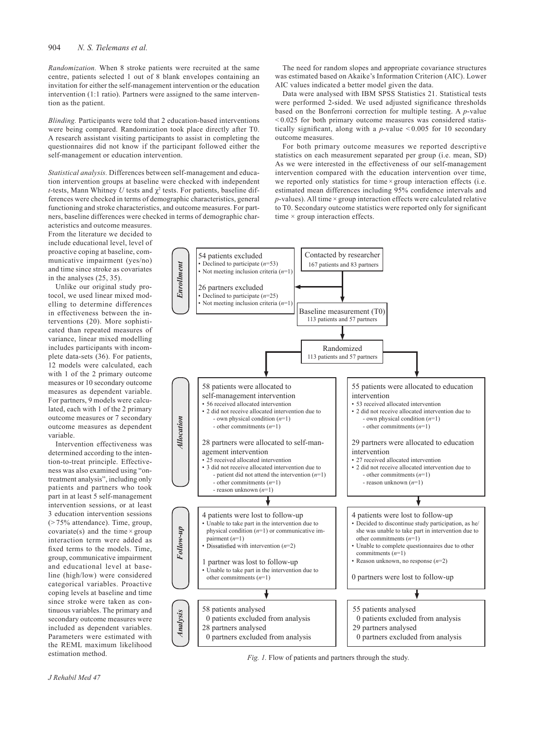*Randomization.* When 8 stroke patients were recruited at the same centre, patients selected 1 out of 8 blank envelopes containing an invitation for either the self-management intervention or the education intervention (1:1 ratio). Partners were assigned to the same intervention as the patient.

*Blinding.* Participants were told that 2 education-based interventions were being compared. Randomization took place directly after T0. A research assistant visiting participants to assist in completing the questionnaires did not know if the participant followed either the self-management or education intervention.

*Statistical analysis.* Differences between self-management and education intervention groups at baseline were checked with independent $t$-tests, Mann Whitney $U$ tests and $\chi^2$ tests. For patients, baseline differences were checked in terms of demographic characteristics, general functioning and stroke characteristics, and outcome measures. For partners, baseline differences were checked in terms of demographic characteristics and outcome measures. From the literature we decided to include educational level, level of proactive coping at baseline, communicative impairment (yes/no) and time since stroke as covariates in the analyses (25, 35).

Unlike our original study protocol, we used linear mixed modelling to determine differences in effectiveness between the interventions (20). More sophisticated than repeated measures of variance, linear mixed modelling includes participants with incomplete data-sets (36). For patients, 12 models were calculated, each with 1 of the 2 primary outcome measures or 10 secondary outcome measures as dependent variable. For partners, 9 models were calculated, each with 1 of the 2 primary outcome measures or 7 secondary outcome measures as dependent variable.

Intervention effectiveness was determined according to the intention-to-treat principle. Effectiveness was also examined using "on-treatment analysis", including only patients and partners who took part in at least 5 self-management intervention sessions, or at least 3 education intervention sessions (> 75% attendance). Time, group, covariate(s) and the time × group interaction term were added as fixed terms to the models. Time, group, communicative impairment and educational level at baseline (high/low) were considered categorical variables. Proactive coping levels at baseline and time since stroke were taken as continuous variables. The primary and secondary outcome measures were included as dependent variables. Parameters were estimated with the REML maximum likelihood estimation method.

The need for random slopes and appropriate covariance structures was estimated based on Akaike's Information Criterion (AIC). Lower AIC values indicated a better model given the data.

Data were analysed with IBM SPSS Statistics 21. Statistical tests were performed 2-sided. We used adjusted significance thresholds based on the Bonferroni correction for multiple testing. A $p$-value $< 0.025$ for both primary outcome measures was considered statistically significant, along with a $p$-value $< 0.005$ for 10 secondary outcome measures.

For both primary outcome measures we reported descriptive statistics on each measurement separated per group (i.e. mean, SD) As we were interested in the effectiveness of our self-management intervention compared with the education intervention over time, we reported only statistics for time × group interaction effects (i.e. estimated mean differences including 95% confidence intervals and $p$-values). All time × group interaction effects were calculated relative to T0. Secondary outcome statistics were reported only for significant time × group interaction effects.

**Enrollment**

Contacted by researcher: 167 patients and 83 partners

54 patients excluded
- Declined to participate ($n$=53)
- Not meeting inclusion criteria ($n$=1)

26 partners excluded
- Declined to participate ($n$=25)
- Not meeting inclusion criteria ($n$=1)

Baseline measurement (T0): 113 patients and 57 partners

Randomized: 113 patients and 57 partners

**Allocation**

58 patients were allocated to self-management intervention
- 56 received allocated intervention
- 2 did not receive allocated intervention due to
  - own physical condition ($n$=1)
  - other commitments ($n$=1)

28 partners were allocated to self-management intervention
- 25 received allocated intervention
- 3 did not receive allocated intervention due to
  - patient did not attend the intervention ($n$=1)
  - other commitments ($n$=1)
  - reason unknown ($n$=1)

55 patients were allocated to education intervention
- 53 received allocated intervention
- 2 did not receive allocated intervention due to
  - own physical condition ($n$=1)
  - other commitments ($n$=1)

29 partners were allocated to education intervention
- 27 received allocated intervention
- 2 did not receive allocated intervention due to
  - other commitments ($n$=1)
  - reason unknown ($n$=1)

**Follow-up**

4 patients were lost to follow-up
- Unable to take part in the intervention due to physical condition ($n$=1) or communicative impairment ($n$=1)
- Dissatisfied with intervention ($n$=2)

1 partner was lost to follow-up
- Unable to take part in the intervention due to other commitments ($n$=1)

4 patients were lost to follow-up
- Decided to discontinue study participation, as he/she was unable to take part in intervention due to other commitments ($n$=1)
- Unable to complete questionnaires due to other commitments ($n$=1)
- Reason unknown, no response ($n$=2)

0 partners were lost to follow-up

**Analysis**

58 patients analysed
0 patients excluded from analysis
28 partners analysed
0 partners excluded from analysis

55 patients analysed
0 patients excluded from analysis
29 partners analysed
0 partners excluded from analysis

*Fig. 1.* Flow of patients and partners through the study.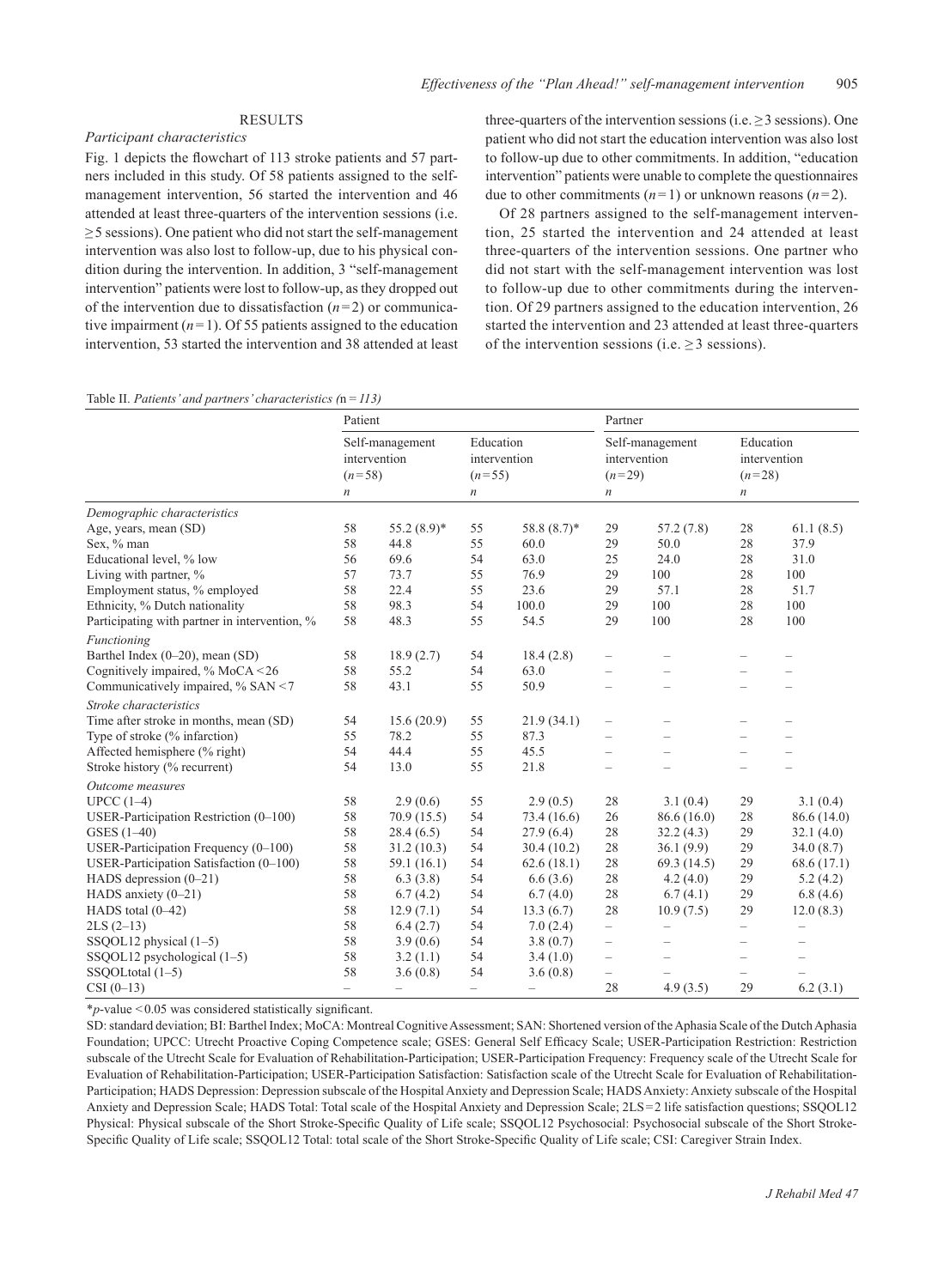## RESULTS

### *Participant characteristics*

Fig. 1 depicts the flowchart of 113 stroke patients and 57 partners included in this study. Of 58 patients assigned to the self-management intervention, 56 started the intervention and 46 attended at least three-quarters of the intervention sessions (i.e. ≥5 sessions). One patient who did not start the self-management intervention was also lost to follow-up, due to his physical condition during the intervention. In addition, 3 "self-management intervention" patients were lost to follow-up, as they dropped out of the intervention due to dissatisfaction ($n=2$) or communicative impairment ($n=1$). Of 55 patients assigned to the education intervention, 53 started the intervention and 38 attended at least three-quarters of the intervention sessions (i.e. ≥3 sessions). One patient who did not start the education intervention was also lost to follow-up due to other commitments. In addition, "education intervention" patients were unable to complete the questionnaires due to other commitments ($n=1$) or unknown reasons ($n=2$).

Of 28 partners assigned to the self-management intervention, 25 started the intervention and 24 attended at least three-quarters of the intervention sessions. One partner who did not start with the self-management intervention was lost to follow-up due to other commitments during the intervention. Of 29 partners assigned to the education intervention, 26 started the intervention and 23 attended at least three-quarters of the intervention sessions (i.e. ≥3 sessions).

Table II. *Patients' and partners' characteristics (n = 113)*

| | Patient | | | | Partner | | | |
|---|---|---|---|---|---|---|---|---|
| | Self-management intervention ($n=58$) | | Education intervention ($n=55$) | | Self-management intervention ($n=29$) | | Education intervention ($n=28$) | |
| | $n$ | | $n$ | | $n$ | | $n$ | |
| *Demographic characteristics* | | | | | | | | |
| Age, years, mean (SD) | 58 | 55.2 (8.9)* | 55 | 58.8 (8.7)* | 29 | 57.2 (7.8) | 28 | 61.1 (8.5) |
| Sex, % man | 58 | 44.8 | 55 | 60.0 | 29 | 50.0 | 28 | 37.9 |
| Educational level, % low | 56 | 69.6 | 54 | 63.0 | 25 | 24.0 | 28 | 31.0 |
| Living with partner, % | 57 | 73.7 | 55 | 76.9 | 29 | 100 | 28 | 100 |
| Employment status, % employed | 58 | 22.4 | 55 | 23.6 | 29 | 57.1 | 28 | 51.7 |
| Ethnicity, % Dutch nationality | 58 | 98.3 | 54 | 100.0 | 29 | 100 | 28 | 100 |
| Participating with partner in intervention, % | 58 | 48.3 | 55 | 54.5 | 29 | 100 | 28 | 100 |
| *Functioning* | | | | | | | | |
| Barthel Index (0–20), mean (SD) | 58 | 18.9 (2.7) | 54 | 18.4 (2.8) | – | – | – | – |
| Cognitively impaired, % MoCA <26 | 58 | 55.2 | 54 | 63.0 | – | – | – | – |
| Communicatively impaired, % SAN <7 | 58 | 43.1 | 55 | 50.9 | – | – | – | – |
| *Stroke characteristics* | | | | | | | | |
| Time after stroke in months, mean (SD) | 54 | 15.6 (20.9) | 55 | 21.9 (34.1) | – | – | – | – |
| Type of stroke (% infarction) | 55 | 78.2 | 55 | 87.3 | – | – | – | – |
| Affected hemisphere (% right) | 54 | 44.4 | 55 | 45.5 | – | – | – | – |
| Stroke history (% recurrent) | 54 | 13.0 | 55 | 21.8 | – | – | – | – |
| *Outcome measures* | | | | | | | | |
| UPCC (1–4) | 58 | 2.9 (0.6) | 55 | 2.9 (0.5) | 28 | 3.1 (0.4) | 29 | 3.1 (0.4) |
| USER-Participation Restriction (0–100) | 58 | 70.9 (15.5) | 54 | 73.4 (16.6) | 26 | 86.6 (16.0) | 28 | 86.6 (14.0) |
| GSES (1–40) | 58 | 28.4 (6.5) | 54 | 27.9 (6.4) | 28 | 32.2 (4.3) | 29 | 32.1 (4.0) |
| USER-Participation Frequency (0–100) | 58 | 31.2 (10.3) | 54 | 30.4 (10.2) | 28 | 36.1 (9.9) | 29 | 34.0 (8.7) |
| USER-Participation Satisfaction (0–100) | 58 | 59.1 (16.1) | 54 | 62.6 (18.1) | 28 | 69.3 (14.5) | 29 | 68.6 (17.1) |
| HADS depression (0–21) | 58 | 6.3 (3.8) | 54 | 6.6 (3.6) | 28 | 4.2 (4.0) | 29 | 5.2 (4.2) |
| HADS anxiety (0–21) | 58 | 6.7 (4.2) | 54 | 6.7 (4.0) | 28 | 6.7 (4.1) | 29 | 6.8 (4.6) |
| HADS total (0–42) | 58 | 12.9 (7.1) | 54 | 13.3 (6.7) | 28 | 10.9 (7.5) | 29 | 12.0 (8.3) |
| 2LS (2–13) | 58 | 6.4 (2.7) | 54 | 7.0 (2.4) | – | – | – | – |
| SSQOL12 physical (1–5) | 58 | 3.9 (0.6) | 54 | 3.8 (0.7) | – | – | – | – |
| SSQOL12 psychological (1–5) | 58 | 3.2 (1.1) | 54 | 3.4 (1.0) | – | – | – | – |
| SSQOLtotal (1–5) | 58 | 3.6 (0.8) | 54 | 3.6 (0.8) | – | – | – | – |
| CSI (0–13) | – | – | – | – | 28 | 4.9 (3.5) | 29 | 6.2 (3.1) |

*$p$-value <0.05 was considered statistically significant.

SD: standard deviation; BI: Barthel Index; MoCA: Montreal Cognitive Assessment; SAN: Shortened version of the Aphasia Scale of the Dutch Aphasia Foundation; UPCC: Utrecht Proactive Coping Competence scale; GSES: General Self Efficacy Scale; USER-Participation Restriction: Restriction subscale of the Utrecht Scale for Evaluation of Rehabilitation-Participation; USER-Participation Frequency: Frequency scale of the Utrecht Scale for Evaluation of Rehabilitation-Participation; USER-Participation Satisfaction: Satisfaction scale of the Utrecht Scale for Evaluation of Rehabilitation-Participation; HADS Depression: Depression subscale of the Hospital Anxiety and Depression Scale; HADS Anxiety: Anxiety subscale of the Hospital Anxiety and Depression Scale; HADS Total: Total scale of the Hospital Anxiety and Depression Scale; 2LS=2 life satisfaction questions; SSQOL12 Physical: Physical subscale of the Short Stroke-Specific Quality of Life scale; SSQOL12 Psychosocial: Psychosocial subscale of the Short Stroke-Specific Quality of Life scale; SSQOL12 Total: total scale of the Short Stroke-Specific Quality of Life scale; CSI: Caregiver Strain Index.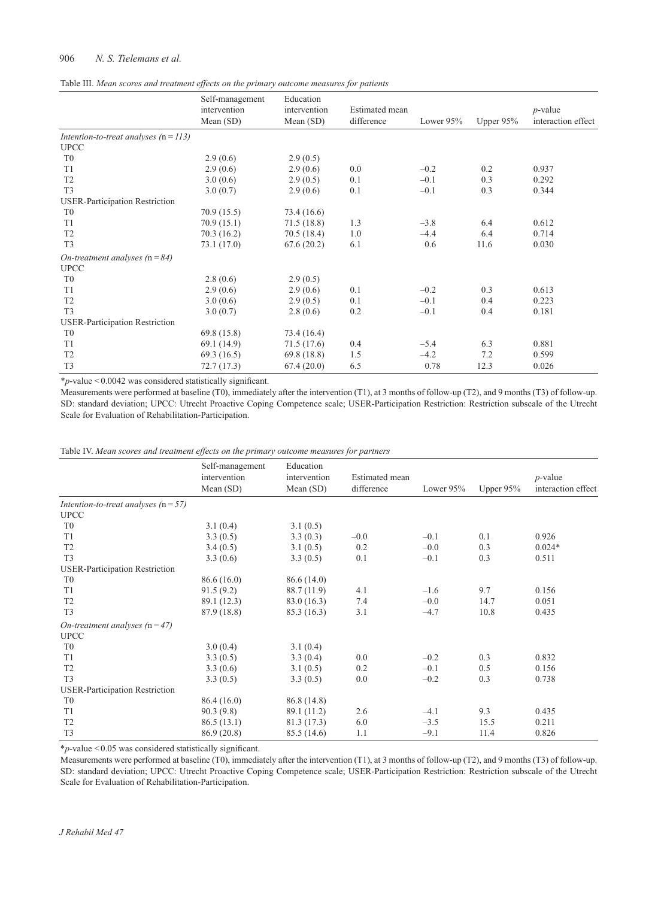Table III. *Mean scores and treatment effects on the primary outcome measures for patients*

| | Self-management intervention Mean (SD) | Education intervention Mean (SD) | Estimated mean difference | Lower 95% | Upper 95% | *p*-value interaction effect |
|---|---|---|---|---|---|---|
| *Intention-to-treat analyses (n = 113)* | | | | | | |
| UPCC | | | | | | |
| T0 | 2.9 (0.6) | 2.9 (0.5) | | | | |
| T1 | 2.9 (0.6) | 2.9 (0.6) | 0.0 | –0.2 | 0.2 | 0.937 |
| T2 | 3.0 (0.6) | 2.9 (0.5) | 0.1 | –0.1 | 0.3 | 0.292 |
| T3 | 3.0 (0.7) | 2.9 (0.6) | 0.1 | –0.1 | 0.3 | 0.344 |
| USER-Participation Restriction | | | | | | |
| T0 | 70.9 (15.5) | 73.4 (16.6) | | | | |
| T1 | 70.9 (15.1) | 71.5 (18.8) | 1.3 | –3.8 | 6.4 | 0.612 |
| T2 | 70.3 (16.2) | 70.5 (18.4) | 1.0 | –4.4 | 6.4 | 0.714 |
| T3 | 73.1 (17.0) | 67.6 (20.2) | 6.1 | 0.6 | 11.6 | 0.030 |
| *On-treatment analyses (n = 84)* | | | | | | |
| UPCC | | | | | | |
| T0 | 2.8 (0.6) | 2.9 (0.5) | | | | |
| T1 | 2.9 (0.6) | 2.9 (0.6) | 0.1 | –0.2 | 0.3 | 0.613 |
| T2 | 3.0 (0.6) | 2.9 (0.5) | 0.1 | –0.1 | 0.4 | 0.223 |
| T3 | 3.0 (0.7) | 2.8 (0.6) | 0.2 | –0.1 | 0.4 | 0.181 |
| USER-Participation Restriction | | | | | | |
| T0 | 69.8 (15.8) | 73.4 (16.4) | | | | |
| T1 | 69.1 (14.9) | 71.5 (17.6) | 0.4 | –5.4 | 6.3 | 0.881 |
| T2 | 69.3 (16.5) | 69.8 (18.8) | 1.5 | –4.2 | 7.2 | 0.599 |
| T3 | 72.7 (17.3) | 67.4 (20.0) | 6.5 | 0.78 | 12.3 | 0.026 |

*$p$-value < 0.0042 was considered statistically significant.

Measurements were performed at baseline (T0), immediately after the intervention (T1), at 3 months of follow-up (T2), and 9 months (T3) of follow-up. SD: standard deviation; UPCC: Utrecht Proactive Coping Competence scale; USER-Participation Restriction: Restriction subscale of the Utrecht Scale for Evaluation of Rehabilitation-Participation.

Table IV. *Mean scores and treatment effects on the primary outcome measures for partners*

| | Self-management intervention Mean (SD) | Education intervention Mean (SD) | Estimated mean difference | Lower 95% | Upper 95% | *p*-value interaction effect |
|---|---|---|---|---|---|---|
| *Intention-to-treat analyses (n = 57)* | | | | | | |
| UPCC | | | | | | |
| T0 | 3.1 (0.4) | 3.1 (0.5) | | | | |
| T1 | 3.3 (0.5) | 3.3 (0.3) | –0.0 | –0.1 | 0.1 | 0.926 |
| T2 | 3.4 (0.5) | 3.1 (0.5) | 0.2 | –0.0 | 0.3 | 0.024* |
| T3 | 3.3 (0.6) | 3.3 (0.5) | 0.1 | –0.1 | 0.3 | 0.511 |
| USER-Participation Restriction | | | | | | |
| T0 | 86.6 (16.0) | 86.6 (14.0) | | | | |
| T1 | 91.5 (9.2) | 88.7 (11.9) | 4.1 | –1.6 | 9.7 | 0.156 |
| T2 | 89.1 (12.3) | 83.0 (16.3) | 7.4 | –0.0 | 14.7 | 0.051 |
| T3 | 87.9 (18.8) | 85.3 (16.3) | 3.1 | –4.7 | 10.8 | 0.435 |
| *On-treatment analyses (n = 47)* | | | | | | |
| UPCC | | | | | | |
| T0 | 3.0 (0.4) | 3.1 (0.4) | | | | |
| T1 | 3.3 (0.5) | 3.3 (0.4) | 0.0 | –0.2 | 0.3 | 0.832 |
| T2 | 3.3 (0.6) | 3.1 (0.5) | 0.2 | –0.1 | 0.5 | 0.156 |
| T3 | 3.3 (0.5) | 3.3 (0.5) | 0.0 | –0.2 | 0.3 | 0.738 |
| USER-Participation Restriction | | | | | | |
| T0 | 86.4 (16.0) | 86.8 (14.8) | | | | |
| T1 | 90.3 (9.8) | 89.1 (11.2) | 2.6 | –4.1 | 9.3 | 0.435 |
| T2 | 86.5 (13.1) | 81.3 (17.3) | 6.0 | –3.5 | 15.5 | 0.211 |
| T3 | 86.9 (20.8) | 85.5 (14.6) | 1.1 | –9.1 | 11.4 | 0.826 |

*$p$-value < 0.05 was considered statistically significant.

Measurements were performed at baseline (T0), immediately after the intervention (T1), at 3 months of follow-up (T2), and 9 months (T3) of follow-up. SD: standard deviation; UPCC: Utrecht Proactive Coping Competence scale; USER-Participation Restriction: Restriction subscale of the Utrecht Scale for Evaluation of Rehabilitation-Participation.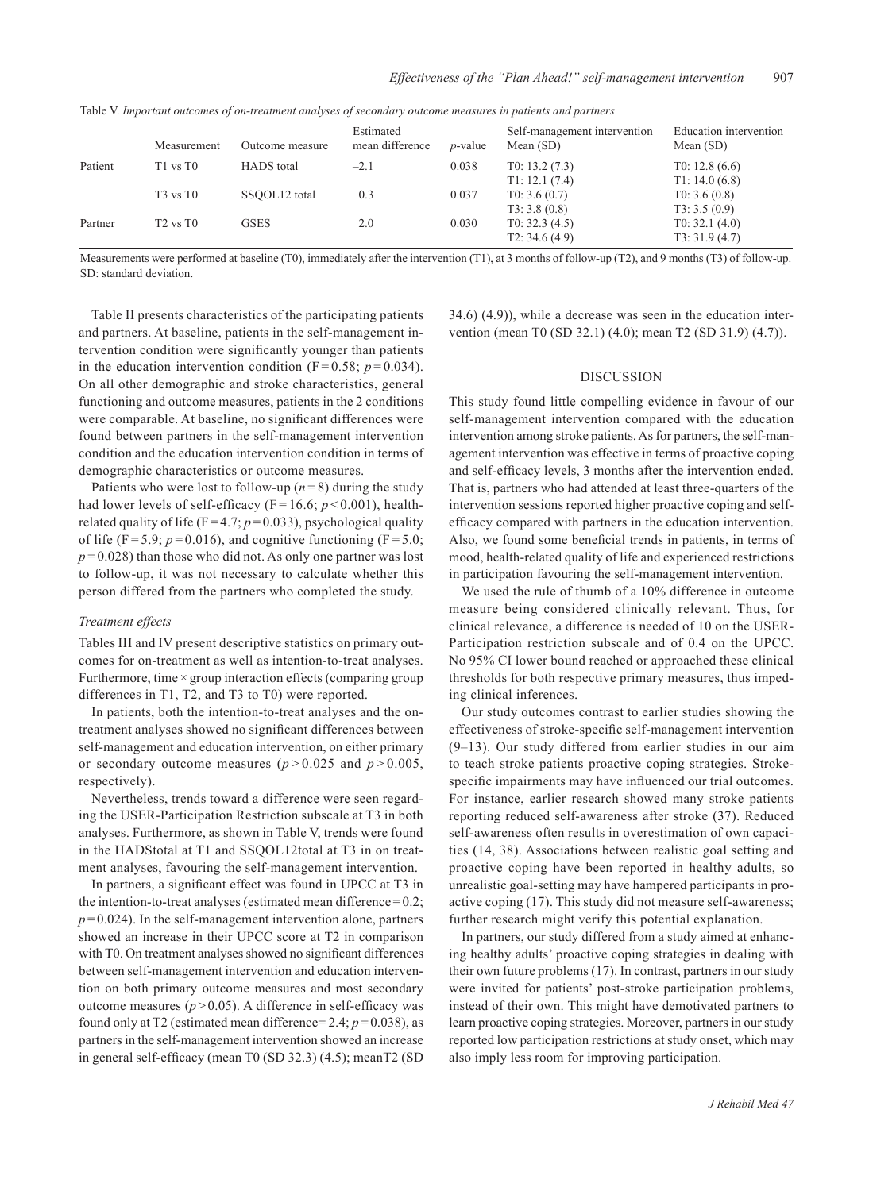Table V. *Important outcomes of on-treatment analyses of secondary outcome measures in patients and partners*

| | Measurement | Outcome measure | Estimated mean difference | *p*-value | Self-management intervention Mean (SD) | Education intervention Mean (SD) |
|---|---|---|---|---|---|---|
| Patient | T1 vs T0 | HADS total | –2.1 | 0.038 | T0: 13.2 (7.3)<br>T1: 12.1 (7.4) | T0: 12.8 (6.6)<br>T1: 14.0 (6.8) |
| | T3 vs T0 | SSQOL12 total | 0.3 | 0.037 | T0: 3.6 (0.7)<br>T3: 3.8 (0.8) | T0: 3.6 (0.8)<br>T3: 3.5 (0.9) |
| Partner | T2 vs T0 | GSES | 2.0 | 0.030 | T0: 32.3 (4.5)<br>T2: 34.6 (4.9) | T0: 32.1 (4.0)<br>T3: 31.9 (4.7) |

Measurements were performed at baseline (T0), immediately after the intervention (T1), at 3 months of follow-up (T2), and 9 months (T3) of follow-up. SD: standard deviation.

Table II presents characteristics of the participating patients and partners. At baseline, patients in the self-management intervention condition were significantly younger than patients in the education intervention condition ($F = 0.58$; $p = 0.034$). On all other demographic and stroke characteristics, general functioning and outcome measures, patients in the 2 conditions were comparable. At baseline, no significant differences were found between partners in the self-management intervention condition and the education intervention condition in terms of demographic characteristics or outcome measures.

Patients who were lost to follow-up ($n = 8$) during the study had lower levels of self-efficacy ($F = 16.6$; $p < 0.001$), health-related quality of life ($F = 4.7$; $p = 0.033$), psychological quality of life ($F = 5.9$; $p = 0.016$), and cognitive functioning ($F = 5.0$; $p = 0.028$) than those who did not. As only one partner was lost to follow-up, it was not necessary to calculate whether this person differed from the partners who completed the study.

### *Treatment effects*

Tables III and IV present descriptive statistics on primary outcomes for on-treatment as well as intention-to-treat analyses. Furthermore, time × group interaction effects (comparing group differences in T1, T2, and T3 to T0) were reported.

In patients, both the intention-to-treat analyses and the on-treatment analyses showed no significant differences between self-management and education intervention, on either primary or secondary outcome measures ($p > 0.025$ and $p > 0.005$, respectively).

Nevertheless, trends toward a difference were seen regarding the USER-Participation Restriction subscale at T3 in both analyses. Furthermore, as shown in Table V, trends were found in the HADStotal at T1 and SSQOL12total at T3 in on treatment analyses, favouring the self-management intervention.

In partners, a significant effect was found in UPCC at T3 in the intention-to-treat analyses (estimated mean difference = 0.2; $p = 0.024$). In the self-management intervention alone, partners showed an increase in their UPCC score at T2 in comparison with T0. On treatment analyses showed no significant differences between self-management intervention and education intervention on both primary outcome measures and most secondary outcome measures ($p > 0.05$). A difference in self-efficacy was found only at T2 (estimated mean difference= 2.4; $p = 0.038$), as partners in the self-management intervention showed an increase in general self-efficacy (mean T0 (SD 32.3) (4.5); meanT2 (SD 34.6) (4.9)), while a decrease was seen in the education intervention (mean T0 (SD 32.1) (4.0); mean T2 (SD 31.9) (4.7)).

## DISCUSSION

This study found little compelling evidence in favour of our self-management intervention compared with the education intervention among stroke patients. As for partners, the self-management intervention was effective in terms of proactive coping and self-efficacy levels, 3 months after the intervention ended. That is, partners who had attended at least three-quarters of the intervention sessions reported higher proactive coping and self-efficacy compared with partners in the education intervention. Also, we found some beneficial trends in patients, in terms of mood, health-related quality of life and experienced restrictions in participation favouring the self-management intervention.

We used the rule of thumb of a 10% difference in outcome measure being considered clinically relevant. Thus, for clinical relevance, a difference is needed of 10 on the USER-Participation restriction subscale and of 0.4 on the UPCC. No 95% CI lower bound reached or approached these clinical thresholds for both respective primary measures, thus impeding clinical inferences.

Our study outcomes contrast to earlier studies showing the effectiveness of stroke-specific self-management intervention (9–13). Our study differed from earlier studies in our aim to teach stroke patients proactive coping strategies. Stroke-specific impairments may have influenced our trial outcomes. For instance, earlier research showed many stroke patients reporting reduced self-awareness after stroke (37). Reduced self-awareness often results in overestimation of own capacities (14, 38). Associations between realistic goal setting and proactive coping have been reported in healthy adults, so unrealistic goal-setting may have hampered participants in proactive coping (17). This study did not measure self-awareness; further research might verify this potential explanation.

In partners, our study differed from a study aimed at enhancing healthy adults' proactive coping strategies in dealing with their own future problems (17). In contrast, partners in our study were invited for patients' post-stroke participation problems, instead of their own. This might have demotivated partners to learn proactive coping strategies. Moreover, partners in our study reported low participation restrictions at study onset, which may also imply less room for improving participation.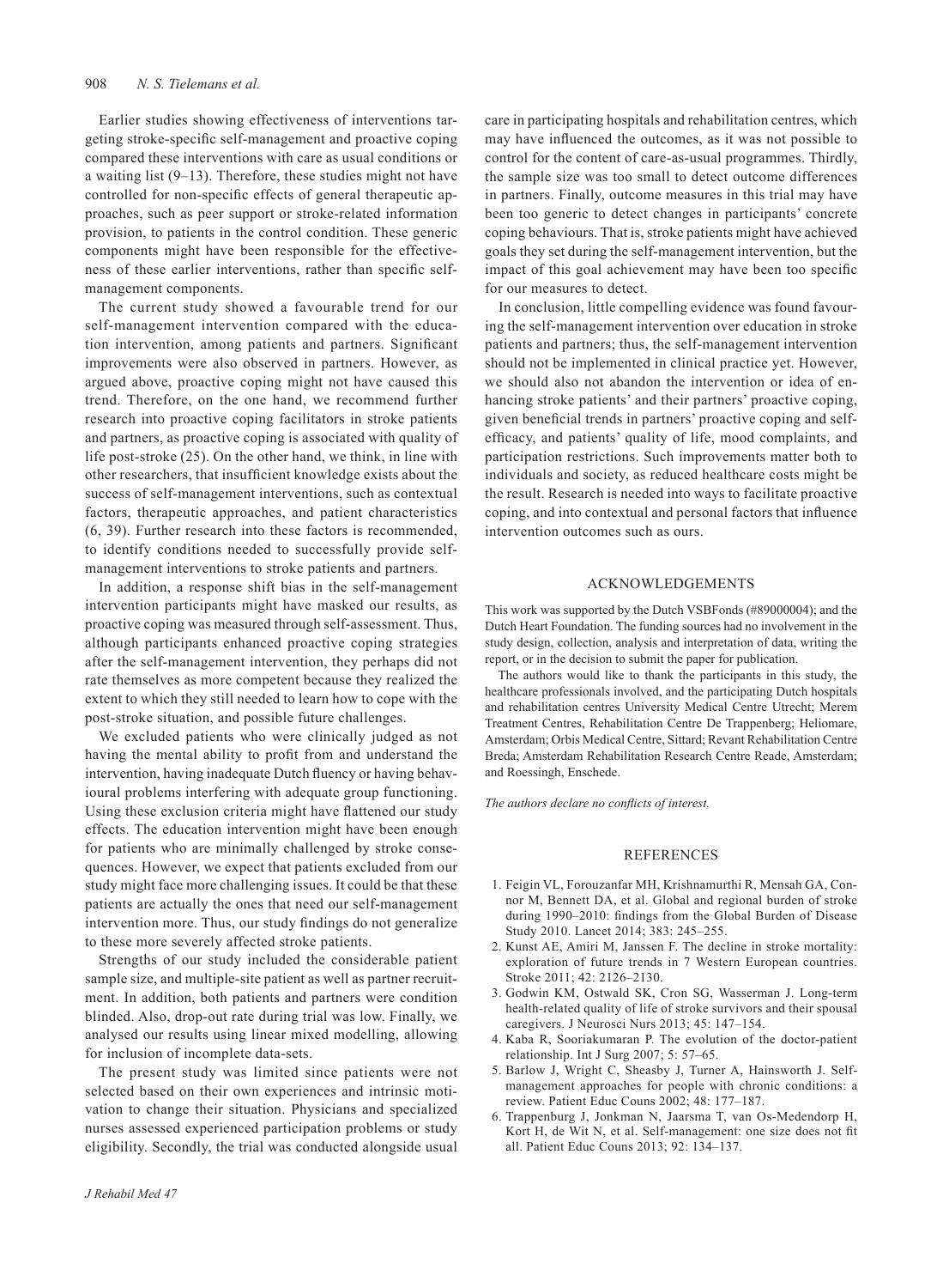Earlier studies showing effectiveness of interventions targeting stroke-specific self-management and proactive coping compared these interventions with care as usual conditions or a waiting list (9–13). Therefore, these studies might not have controlled for non-specific effects of general therapeutic approaches, such as peer support or stroke-related information provision, to patients in the control condition. These generic components might have been responsible for the effectiveness of these earlier interventions, rather than specific self-management components.

The current study showed a favourable trend for our self-management intervention compared with the education intervention, among patients and partners. Significant improvements were also observed in partners. However, as argued above, proactive coping might not have caused this trend. Therefore, on the one hand, we recommend further research into proactive coping facilitators in stroke patients and partners, as proactive coping is associated with quality of life post-stroke (25). On the other hand, we think, in line with other researchers, that insufficient knowledge exists about the success of self-management interventions, such as contextual factors, therapeutic approaches, and patient characteristics (6, 39). Further research into these factors is recommended, to identify conditions needed to successfully provide self-management interventions to stroke patients and partners.

In addition, a response shift bias in the self-management intervention participants might have masked our results, as proactive coping was measured through self-assessment. Thus, although participants enhanced proactive coping strategies after the self-management intervention, they perhaps did not rate themselves as more competent because they realized the extent to which they still needed to learn how to cope with the post-stroke situation, and possible future challenges.

We excluded patients who were clinically judged as not having the mental ability to profit from and understand the intervention, having inadequate Dutch fluency or having behavioural problems interfering with adequate group functioning. Using these exclusion criteria might have flattened our study effects. The education intervention might have been enough for patients who are minimally challenged by stroke consequences. However, we expect that patients excluded from our study might face more challenging issues. It could be that these patients are actually the ones that need our self-management intervention more. Thus, our study findings do not generalize to these more severely affected stroke patients.

Strengths of our study included the considerable patient sample size, and multiple-site patient as well as partner recruitment. In addition, both patients and partners were condition blinded. Also, drop-out rate during trial was low. Finally, we analysed our results using linear mixed modelling, allowing for inclusion of incomplete data-sets.

The present study was limited since patients were not selected based on their own experiences and intrinsic motivation to change their situation. Physicians and specialized nurses assessed experienced participation problems or study eligibility. Secondly, the trial was conducted alongside usual care in participating hospitals and rehabilitation centres, which may have influenced the outcomes, as it was not possible to control for the content of care-as-usual programmes. Thirdly, the sample size was too small to detect outcome differences in partners. Finally, outcome measures in this trial may have been too generic to detect changes in participants' concrete coping behaviours. That is, stroke patients might have achieved goals they set during the self-management intervention, but the impact of this goal achievement may have been too specific for our measures to detect.

In conclusion, little compelling evidence was found favouring the self-management intervention over education in stroke patients and partners; thus, the self-management intervention should not be implemented in clinical practice yet. However, we should also not abandon the intervention or idea of enhancing stroke patients' and their partners' proactive coping, given beneficial trends in partners' proactive coping and self-efficacy, and patients' quality of life, mood complaints, and participation restrictions. Such improvements matter both to individuals and society, as reduced healthcare costs might be the result. Research is needed into ways to facilitate proactive coping, and into contextual and personal factors that influence intervention outcomes such as ours.

## ACKNOWLEDGEMENTS

This work was supported by the Dutch VSBFonds (#89000004); and the Dutch Heart Foundation. The funding sources had no involvement in the study design, collection, analysis and interpretation of data, writing the report, or in the decision to submit the paper for publication.

The authors would like to thank the participants in this study, the healthcare professionals involved, and the participating Dutch hospitals and rehabilitation centres University Medical Centre Utrecht; Merem Treatment Centres, Rehabilitation Centre De Trappenberg; Heliomare, Amsterdam; Orbis Medical Centre, Sittard; Revant Rehabilitation Centre Breda; Amsterdam Rehabilitation Research Centre Reade, Amsterdam; and Roessingh, Enschede.

*The authors declare no conflicts of interest.*

## REFERENCES

1. Feigin VL, Forouzanfar MH, Krishnamurthi R, Mensah GA, Connor M, Bennett DA, et al. Global and regional burden of stroke during 1990–2010: findings from the Global Burden of Disease Study 2010. Lancet 2014; 383: 245–255.
2. Kunst AE, Amiri M, Janssen F. The decline in stroke mortality: exploration of future trends in 7 Western European countries. Stroke 2011; 42: 2126–2130.
3. Godwin KM, Ostwald SK, Cron SG, Wasserman J. Long-term health-related quality of life of stroke survivors and their spousal caregivers. J Neurosci Nurs 2013; 45: 147–154.
4. Kaba R, Sooriakumaran P. The evolution of the doctor-patient relationship. Int J Surg 2007; 5: 57–65.
5. Barlow J, Wright C, Sheasby J, Turner A, Hainsworth J. Self-management approaches for people with chronic conditions: a review. Patient Educ Couns 2002; 48: 177–187.
6. Trappenburg J, Jonkman N, Jaarsma T, van Os-Medendorp H, Kort H, de Wit N, et al. Self-management: one size does not fit all. Patient Educ Couns 2013; 92: 134–137.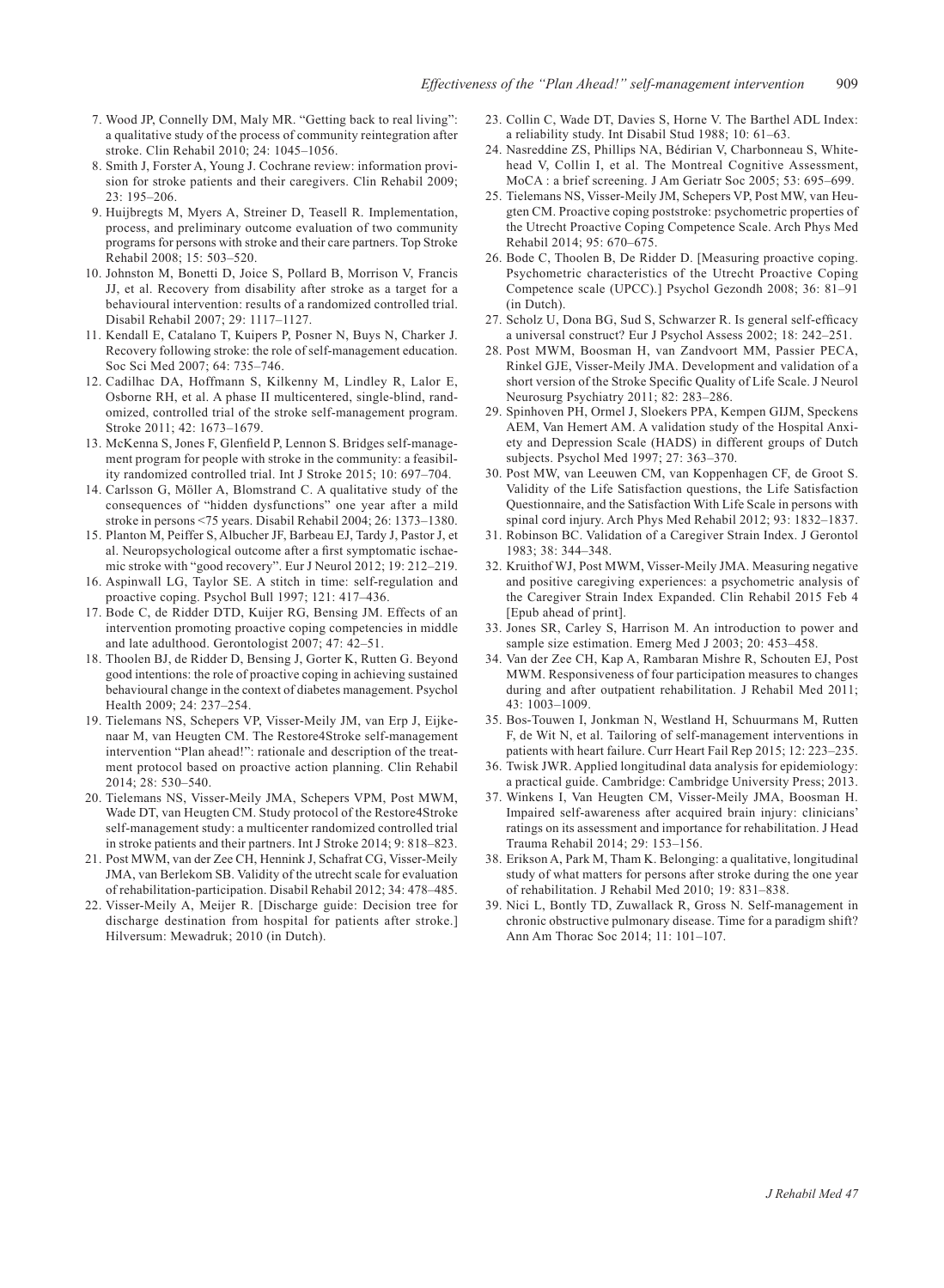7. Wood JP, Connelly DM, Maly MR. "Getting back to real living": a qualitative study of the process of community reintegration after stroke. Clin Rehabil 2010; 24: 1045–1056.
8. Smith J, Forster A, Young J. Cochrane review: information provision for stroke patients and their caregivers. Clin Rehabil 2009; 23: 195–206.
9. Huijbregts M, Myers A, Streiner D, Teasell R. Implementation, process, and preliminary outcome evaluation of two community programs for persons with stroke and their care partners. Top Stroke Rehabil 2008; 15: 503–520.
10. Johnston M, Bonetti D, Joice S, Pollard B, Morrison V, Francis JJ, et al. Recovery from disability after stroke as a target for a behavioural intervention: results of a randomized controlled trial. Disabil Rehabil 2007; 29: 1117–1127.
11. Kendall E, Catalano T, Kuipers P, Posner N, Buys N, Charker J. Recovery following stroke: the role of self-management education. Soc Sci Med 2007; 64: 735–746.
12. Cadilhac DA, Hoffmann S, Kilkenny M, Lindley R, Lalor E, Osborne RH, et al. A phase II multicentered, single-blind, randomized, controlled trial of the stroke self-management program. Stroke 2011; 42: 1673–1679.
13. McKenna S, Jones F, Glenfield P, Lennon S. Bridges self-management program for people with stroke in the community: a feasibility randomized controlled trial. Int J Stroke 2015; 10: 697–704.
14. Carlsson G, Möller A, Blomstrand C. A qualitative study of the consequences of "hidden dysfunctions" one year after a mild stroke in persons <75 years. Disabil Rehabil 2004; 26: 1373–1380.
15. Planton M, Peiffer S, Albucher JF, Barbeau EJ, Tardy J, Pastor J, et al. Neuropsychological outcome after a first symptomatic ischaemic stroke with "good recovery". Eur J Neurol 2012; 19: 212–219.
16. Aspinwall LG, Taylor SE. A stitch in time: self-regulation and proactive coping. Psychol Bull 1997; 121: 417–436.
17. Bode C, de Ridder DTD, Kuijer RG, Bensing JM. Effects of an intervention promoting proactive coping competencies in middle and late adulthood. Gerontologist 2007; 47: 42–51.
18. Thoolen BJ, de Ridder D, Bensing J, Gorter K, Rutten G. Beyond good intentions: the role of proactive coping in achieving sustained behavioural change in the context of diabetes management. Psychol Health 2009; 24: 237–254.
19. Tielemans NS, Schepers VP, Visser-Meily JM, van Erp J, Eijkenaar M, van Heugten CM. The Restore4Stroke self-management intervention "Plan ahead!": rationale and description of the treatment protocol based on proactive action planning. Clin Rehabil 2014; 28: 530–540.
20. Tielemans NS, Visser-Meily JMA, Schepers VPM, Post MWM, Wade DT, van Heugten CM. Study protocol of the Restore4Stroke self-management study: a multicenter randomized controlled trial in stroke patients and their partners. Int J Stroke 2014; 9: 818–823.
21. Post MWM, van der Zee CH, Hennink J, Schafrat CG, Visser-Meily JMA, van Berlekom SB. Validity of the utrecht scale for evaluation of rehabilitation-participation. Disabil Rehabil 2012; 34: 478–485.
22. Visser-Meily A, Meijer R. [Discharge guide: Decision tree for discharge destination from hospital for patients after stroke.] Hilversum: Mewadruk; 2010 (in Dutch).
23. Collin C, Wade DT, Davies S, Horne V. The Barthel ADL Index: a reliability study. Int Disabil Stud 1988; 10: 61–63.
24. Nasreddine ZS, Phillips NA, Bédirian V, Charbonneau S, Whitehead V, Collin I, et al. The Montreal Cognitive Assessment, MoCA : a brief screening. J Am Geriatr Soc 2005; 53: 695–699.
25. Tielemans NS, Visser-Meily JM, Schepers VP, Post MW, van Heugten CM. Proactive coping poststroke: psychometric properties of the Utrecht Proactive Coping Competence Scale. Arch Phys Med Rehabil 2014; 95: 670–675.
26. Bode C, Thoolen B, De Ridder D. [Measuring proactive coping. Psychometric characteristics of the Utrecht Proactive Coping Competence scale (UPCC).] Psychol Gezondh 2008; 36: 81–91 (in Dutch).
27. Scholz U, Dona BG, Sud S, Schwarzer R. Is general self-efficacy a universal construct? Eur J Psychol Assess 2002; 18: 242–251.
28. Post MWM, Boosman H, van Zandvoort MM, Passier PECA, Rinkel GJE, Visser-Meily JMA. Development and validation of a short version of the Stroke Specific Quality of Life Scale. J Neurol Neurosurg Psychiatry 2011; 82: 283–286.
29. Spinhoven PH, Ormel J, Sloekers PPA, Kempen GIJM, Speckens AEM, Van Hemert AM. A validation study of the Hospital Anxiety and Depression Scale (HADS) in different groups of Dutch subjects. Psychol Med 1997; 27: 363–370.
30. Post MW, van Leeuwen CM, van Koppenhagen CF, de Groot S. Validity of the Life Satisfaction questions, the Life Satisfaction Questionnaire, and the Satisfaction With Life Scale in persons with spinal cord injury. Arch Phys Med Rehabil 2012; 93: 1832–1837.
31. Robinson BC. Validation of a Caregiver Strain Index. J Gerontol 1983; 38: 344–348.
32. Kruithof WJ, Post MWM, Visser-Meily JMA. Measuring negative and positive caregiving experiences: a psychometric analysis of the Caregiver Strain Index Expanded. Clin Rehabil 2015 Feb 4 [Epub ahead of print].
33. Jones SR, Carley S, Harrison M. An introduction to power and sample size estimation. Emerg Med J 2003; 20: 453–458.
34. Van der Zee CH, Kap A, Rambaran Mishre R, Schouten EJ, Post MWM. Responsiveness of four participation measures to changes during and after outpatient rehabilitation. J Rehabil Med 2011; 43: 1003–1009.
35. Bos-Touwen I, Jonkman N, Westland H, Schuurmans M, Rutten F, de Wit N, et al. Tailoring of self-management interventions in patients with heart failure. Curr Heart Fail Rep 2015; 12: 223–235.
36. Twisk JWR. Applied longitudinal data analysis for epidemiology: a practical guide. Cambridge: Cambridge University Press; 2013.
37. Winkens I, Van Heugten CM, Visser-Meily JMA, Boosman H. Impaired self-awareness after acquired brain injury: clinicians' ratings on its assessment and importance for rehabilitation. J Head Trauma Rehabil 2014; 29: 153–156.
38. Erikson A, Park M, Tham K. Belonging: a qualitative, longitudinal study of what matters for persons after stroke during the one year of rehabilitation. J Rehabil Med 2010; 19: 831–838.
39. Nici L, Bontly TD, Zuwallack R, Gross N. Self-management in chronic obstructive pulmonary disease. Time for a paradigm shift? Ann Am Thorac Soc 2014; 11: 101–107.